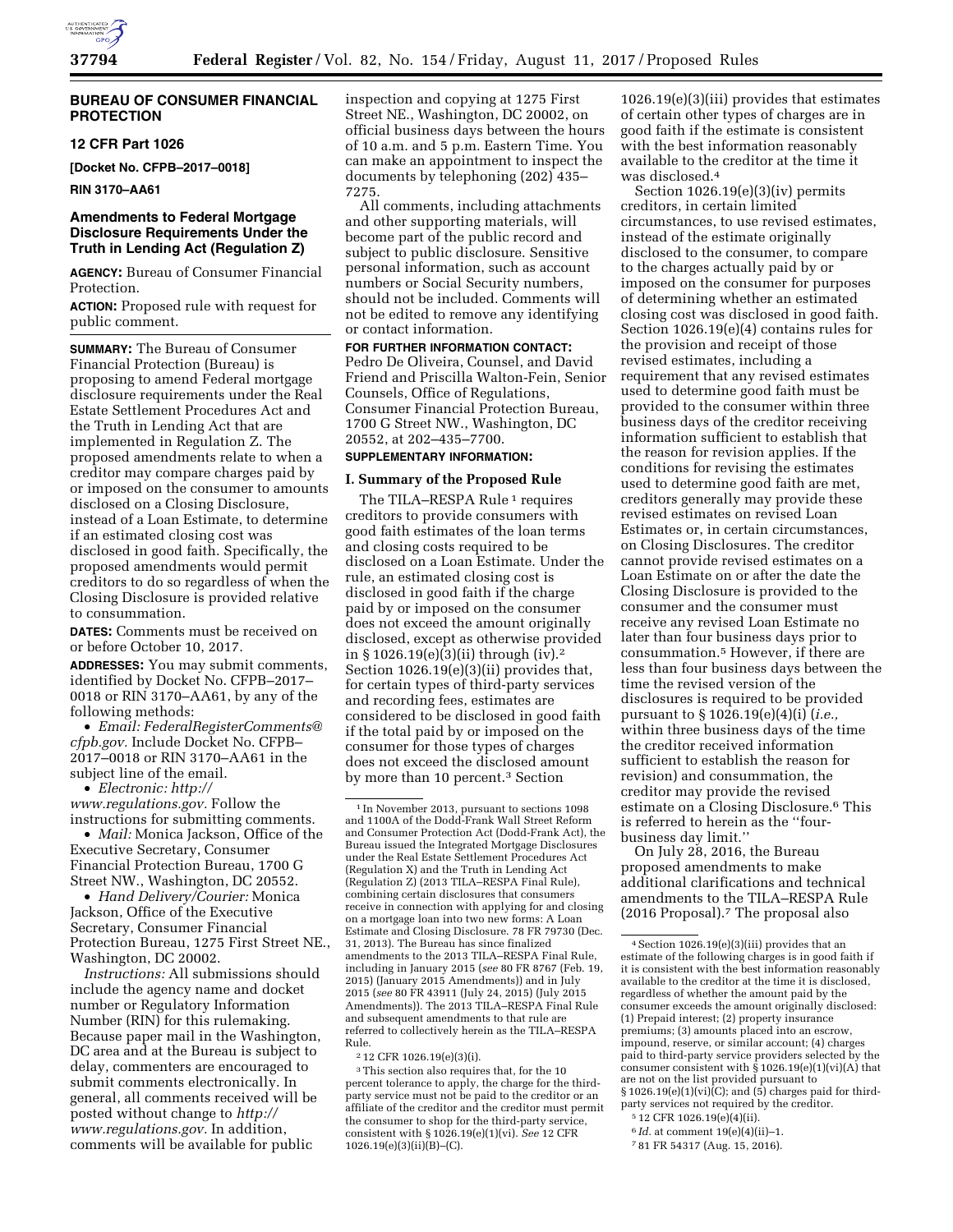## BUREAU OF CONSUMER FINANCIAL PROTECTION

### 12 CFR Part 1026

**[Docket No. CFPB–2017–0018]**

**RIN 3170–AA61**

### Amendments to Federal Mortgage Disclosure Requirements Under the Truth in Lending Act (Regulation Z)

**AGENCY:** Bureau of Consumer Financial Protection.

**ACTION:** Proposed rule with request for public comment.

**SUMMARY:** The Bureau of Consumer Financial Protection (Bureau) is proposing to amend Federal mortgage disclosure requirements under the Real Estate Settlement Procedures Act and the Truth in Lending Act that are implemented in Regulation Z. The proposed amendments relate to when a creditor may compare charges paid by or imposed on the consumer to amounts disclosed on a Closing Disclosure, instead of a Loan Estimate, to determine if an estimated closing cost was disclosed in good faith. Specifically, the proposed amendments would permit creditors to do so regardless of when the Closing Disclosure is provided relative to consummation.

**DATES:** Comments must be received on or before October 10, 2017.

**ADDRESSES:** You may submit comments, identified by Docket No. CFPB–2017–0018 or RIN 3170–AA61, by any of the following methods:

- *Email: FederalRegisterComments@cfpb.gov.* Include Docket No. CFPB–2017–0018 or RIN 3170–AA61 in the subject line of the email.
- *Electronic: http://www.regulations.gov.* Follow the instructions for submitting comments.
- *Mail:* Monica Jackson, Office of the Executive Secretary, Consumer Financial Protection Bureau, 1700 G Street NW., Washington, DC 20552.
- *Hand Delivery/Courier:* Monica Jackson, Office of the Executive Secretary, Consumer Financial Protection Bureau, 1275 First Street NE., Washington, DC 20002.

*Instructions:* All submissions should include the agency name and docket number or Regulatory Information Number (RIN) for this rulemaking. Because paper mail in the Washington, DC area and at the Bureau is subject to delay, commenters are encouraged to submit comments electronically. In general, all comments received will be posted without change to *http://www.regulations.gov.* In addition, comments will be available for public inspection and copying at 1275 First Street NE., Washington, DC 20002, on official business days between the hours of 10 a.m. and 5 p.m. Eastern Time. You can make an appointment to inspect the documents by telephoning (202) 435–7275.

All comments, including attachments and other supporting materials, will become part of the public record and subject to public disclosure. Sensitive personal information, such as account numbers or Social Security numbers, should not be included. Comments will not be edited to remove any identifying or contact information.

**FOR FURTHER INFORMATION CONTACT:** Pedro De Oliveira, Counsel, and David Friend and Priscilla Walton-Fein, Senior Counsels, Office of Regulations, Consumer Financial Protection Bureau, 1700 G Street NW., Washington, DC 20552, at 202–435–7700.

**SUPPLEMENTARY INFORMATION:**

#### I. Summary of the Proposed Rule

The TILA–RESPA Rule [1] requires creditors to provide consumers with good faith estimates of the loan terms and closing costs required to be disclosed on a Loan Estimate. Under the rule, an estimated closing cost is disclosed in good faith if the charge paid by or imposed on the consumer does not exceed the amount originally disclosed, except as otherwise provided in § 1026.19(e)(3)(ii) through (iv).[2] Section 1026.19(e)(3)(ii) provides that, for certain types of third-party services and recording fees, estimates are considered to be disclosed in good faith if the total paid by or imposed on the consumer for those types of charges does not exceed the disclosed amount by more than 10 percent.[3] Section 1026.19(e)(3)(iii) provides that estimates of certain other types of charges are in good faith if the estimate is consistent with the best information reasonably available to the creditor at the time it was disclosed.[4]

Section 1026.19(e)(3)(iv) permits creditors, in certain limited circumstances, to use revised estimates, instead of the estimate originally disclosed to the consumer, to compare to the charges actually paid by or imposed on the consumer for purposes of determining whether an estimated closing cost was disclosed in good faith. Section 1026.19(e)(4) contains rules for the provision and receipt of those revised estimates, including a requirement that any revised estimates used to determine good faith must be provided to the consumer within three business days of the creditor receiving information sufficient to establish that the reason for revision applies. If the conditions for revising the estimates used to determine good faith are met, creditors generally may provide these revised estimates on revised Loan Estimates or, in certain circumstances, on Closing Disclosures. The creditor cannot provide revised estimates on a Loan Estimate on or after the date the Closing Disclosure is provided to the consumer and the consumer must receive any revised Loan Estimate no later than four business days prior to consummation.[5] However, if there are less than four business days between the time the revised version of the disclosures is required to be provided pursuant to § 1026.19(e)(4)(i) (*i.e.,* within three business days of the time the creditor received information sufficient to establish the reason for revision) and consummation, the creditor may provide the revised estimate on a Closing Disclosure.[6] This is referred to herein as the ''four-business day limit.''

On July 28, 2016, the Bureau proposed amendments to make additional clarifications and technical amendments to the TILA–RESPA Rule (2016 Proposal).[7] The proposal also

---

[1] In November 2013, pursuant to sections 1098 and 1100A of the Dodd-Frank Wall Street Reform and Consumer Protection Act (Dodd-Frank Act), the Bureau issued the Integrated Mortgage Disclosures under the Real Estate Settlement Procedures Act (Regulation X) and the Truth in Lending Act (Regulation Z) (2013 TILA–RESPA Final Rule), combining certain disclosures that consumers receive in connection with applying for and closing on a mortgage loan into two new forms: A Loan Estimate and Closing Disclosure. 78 FR 79730 (Dec. 31, 2013). The Bureau has since finalized amendments to the 2013 TILA–RESPA Final Rule, including in January 2015 (*see* 80 FR 8767 (Feb. 19, 2015) (January 2015 Amendments)) and in July 2015 (*see* 80 FR 43911 (July 24, 2015) (July 2015 Amendments)). The 2013 TILA–RESPA Final Rule and subsequent amendments to that rule are referred to collectively herein as the TILA–RESPA Rule.

[2] 12 CFR 1026.19(e)(3)(i).

[3] This section also requires that, for the 10 percent tolerance to apply, the charge for the third-party service must not be paid to the creditor or an affiliate of the creditor and the creditor must permit the consumer to shop for the third-party service, consistent with § 1026.19(e)(1)(vi). *See* 12 CFR 1026.19(e)(3)(ii)(B)–(C).

[4] Section 1026.19(e)(3)(iii) provides that an estimate of the following charges is in good faith if it is consistent with the best information reasonably available to the creditor at the time it is disclosed, regardless of whether the amount paid by the consumer exceeds the amount originally disclosed: (1) Prepaid interest; (2) property insurance premiums; (3) amounts placed into an escrow, impound, reserve, or similar account; (4) charges paid to third-party service providers selected by the consumer consistent with § 1026.19(e)(1)(vi)(A) that are not on the list provided pursuant to § 1026.19(e)(1)(vi)(C); and (5) charges paid for third-party services not required by the creditor.

[5] 12 CFR 1026.19(e)(4)(ii).

[6] *Id.* at comment 19(e)(4)(ii)–1.

[7] 81 FR 54317 (Aug. 15, 2016).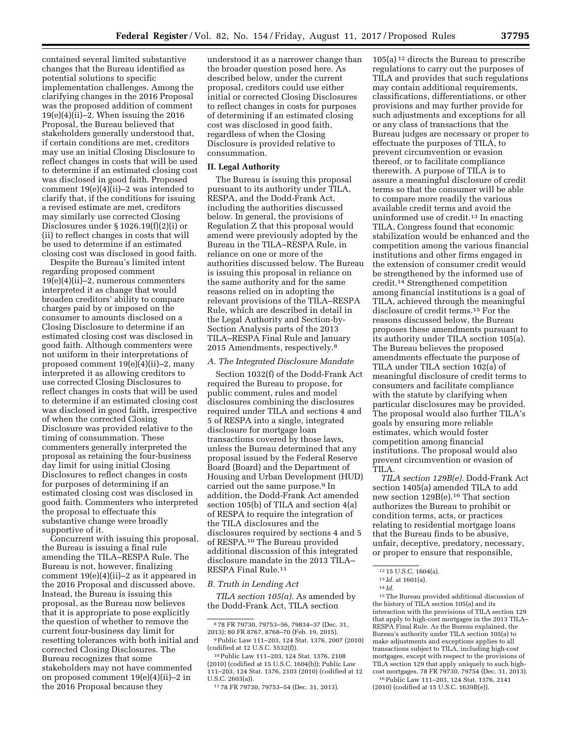contained several limited substantive changes that the Bureau identified as potential solutions to specific implementation challenges. Among the clarifying changes in the 2016 Proposal was the proposed addition of comment 19(e)(4)(ii)–2. When issuing the 2016 Proposal, the Bureau believed that stakeholders generally understood that, if certain conditions are met, creditors may use an initial Closing Disclosure to reflect changes in costs that will be used to determine if an estimated closing cost was disclosed in good faith. Proposed comment 19(e)(4)(ii)–2 was intended to clarify that, if the conditions for issuing a revised estimate are met, creditors may similarly use corrected Closing Disclosures under § 1026.19(f)(2)(i) or (ii) to reflect changes in costs that will be used to determine if an estimated closing cost was disclosed in good faith.

Despite the Bureau's limited intent regarding proposed comment 19(e)(4)(ii)–2, numerous commenters interpreted it as change that would broaden creditors' ability to compare charges paid by or imposed on the consumer to amounts disclosed on a Closing Disclosure to determine if an estimated closing cost was disclosed in good faith. Although commenters were not uniform in their interpretations of proposed comment 19(e)(4)(ii)–2, many interpreted it as allowing creditors to use corrected Closing Disclosures to reflect changes in costs that will be used to determine if an estimated closing cost was disclosed in good faith, irrespective of when the corrected Closing Disclosure was provided relative to the timing of consummation. These commenters generally interpreted the proposal as retaining the four-business day limit for using initial Closing Disclosures to reflect changes in costs for purposes of determining if an estimated closing cost was disclosed in good faith. Commenters who interpreted the proposal to effectuate this substantive change were broadly supportive of it.

Concurrent with issuing this proposal, the Bureau is issuing a final rule amending the TILA–RESPA Rule. The Bureau is not, however, finalizing comment 19(e)(4)(ii)–2 as it appeared in the 2016 Proposal and discussed above. Instead, the Bureau is issuing this proposal, as the Bureau now believes that it is appropriate to pose explicitly the question of whether to remove the current four-business day limit for resetting tolerances with both initial and corrected Closing Disclosures. The Bureau recognizes that some stakeholders may not have commented on proposed comment 19(e)(4)(ii)–2 in the 2016 Proposal because they understood it as a narrower change than the broader question posed here. As described below, under the current proposal, creditors could use either initial or corrected Closing Disclosures to reflect changes in costs for purposes of determining if an estimated closing cost was disclosed in good faith, regardless of when the Closing Disclosure is provided relative to consummation.

## II. Legal Authority

The Bureau is issuing this proposal pursuant to its authority under TILA, RESPA, and the Dodd-Frank Act, including the authorities discussed below. In general, the provisions of Regulation Z that this proposal would amend were previously adopted by the Bureau in the TILA–RESPA Rule, in reliance on one or more of the authorities discussed below. The Bureau is issuing this proposal in reliance on the same authority and for the same reasons relied on in adopting the relevant provisions of the TILA–RESPA Rule, which are described in detail in the Legal Authority and Section-by-Section Analysis parts of the 2013 TILA–RESPA Final Rule and January 2015 Amendments, respectively.[8]

### A. The Integrated Disclosure Mandate

Section 1032(f) of the Dodd-Frank Act required the Bureau to propose, for public comment, rules and model disclosures combining the disclosures required under TILA and sections 4 and 5 of RESPA into a single, integrated disclosure for mortgage loan transactions covered by those laws, unless the Bureau determined that any proposal issued by the Federal Reserve Board (Board) and the Department of Housing and Urban Development (HUD) carried out the same purpose.[9] In addition, the Dodd-Frank Act amended section 105(b) of TILA and section 4(a) of RESPA to require the integration of the TILA disclosures and the disclosures required by sections 4 and 5 of RESPA.[10] The Bureau provided additional discussion of this integrated disclosure mandate in the 2013 TILA–RESPA Final Rule.[11]

### B. Truth in Lending Act

*TILA section 105(a).* As amended by the Dodd-Frank Act, TILA section 105(a)[12] directs the Bureau to prescribe regulations to carry out the purposes of TILA and provides that such regulations may contain additional requirements, classifications, differentiations, or other provisions and may further provide for such adjustments and exceptions for all or any class of transactions that the Bureau judges are necessary or proper to effectuate the purposes of TILA, to prevent circumvention or evasion thereof, or to facilitate compliance therewith. A purpose of TILA is to assure a meaningful disclosure of credit terms so that the consumer will be able to compare more readily the various available credit terms and avoid the uninformed use of credit.[13] In enacting TILA, Congress found that economic stabilization would be enhanced and the competition among the various financial institutions and other firms engaged in the extension of consumer credit would be strengthened by the informed use of credit.[14] Strengthened competition among financial institutions is a goal of TILA, achieved through the meaningful disclosure of credit terms.[15] For the reasons discussed below, the Bureau proposes these amendments pursuant to its authority under TILA section 105(a). The Bureau believes the proposed amendments effectuate the purpose of TILA under TILA section 102(a) of meaningful disclosure of credit terms to consumers and facilitate compliance with the statute by clarifying when particular disclosures may be provided. The proposal would also further TILA's goals by ensuring more reliable estimates, which would foster competition among financial institutions. The proposal would also prevent circumvention or evasion of TILA.

*TILA section 129B(e).* Dodd-Frank Act section 1405(a) amended TILA to add new section 129B(e).[16] That section authorizes the Bureau to prohibit or condition terms, acts, or practices relating to residential mortgage loans that the Bureau finds to be abusive, unfair, deceptive, predatory, necessary, or proper to ensure that responsible,

---

[8] 78 FR 79730, 79753–56, 79834–37 (Dec. 31, 2013); 80 FR 8767, 8768–70 (Feb. 19, 2015).

[9] Public Law 111–203, 124 Stat. 1376, 2007 (2010) (codified at 12 U.S.C. 5532(f)).

[10] Public Law 111–203, 124 Stat. 1376, 2108 (2010) (codified at 15 U.S.C. 1604(b)); Public Law 111–203, 124 Stat. 1376, 2103 (2010) (codified at 12 U.S.C. 2603(a)).

[11] 78 FR 79730, 79753–54 (Dec. 31, 2013).

[12] 15 U.S.C. 1604(a).

[13] *Id.* at 1601(a).

[14] *Id.*

[15] The Bureau provided additional discussion of the history of TILA section 105(a) and its interaction with the provisions of TILA section 129 that apply to high-cost mortgages in the 2013 TILA–RESPA Final Rule. As the Bureau explained, the Bureau's authority under TILA section 105(a) to make adjustments and exceptions applies to all transactions subject to TILA, including high-cost mortgages, except with respect to the provisions of TILA section 129 that apply uniquely to such high-cost mortgages. 78 FR 79730, 79754 (Dec. 31, 2013).

[16] Public Law 111–203, 124 Stat. 1376, 2141 (2010) (codified at 15 U.S.C. 1639B(e)).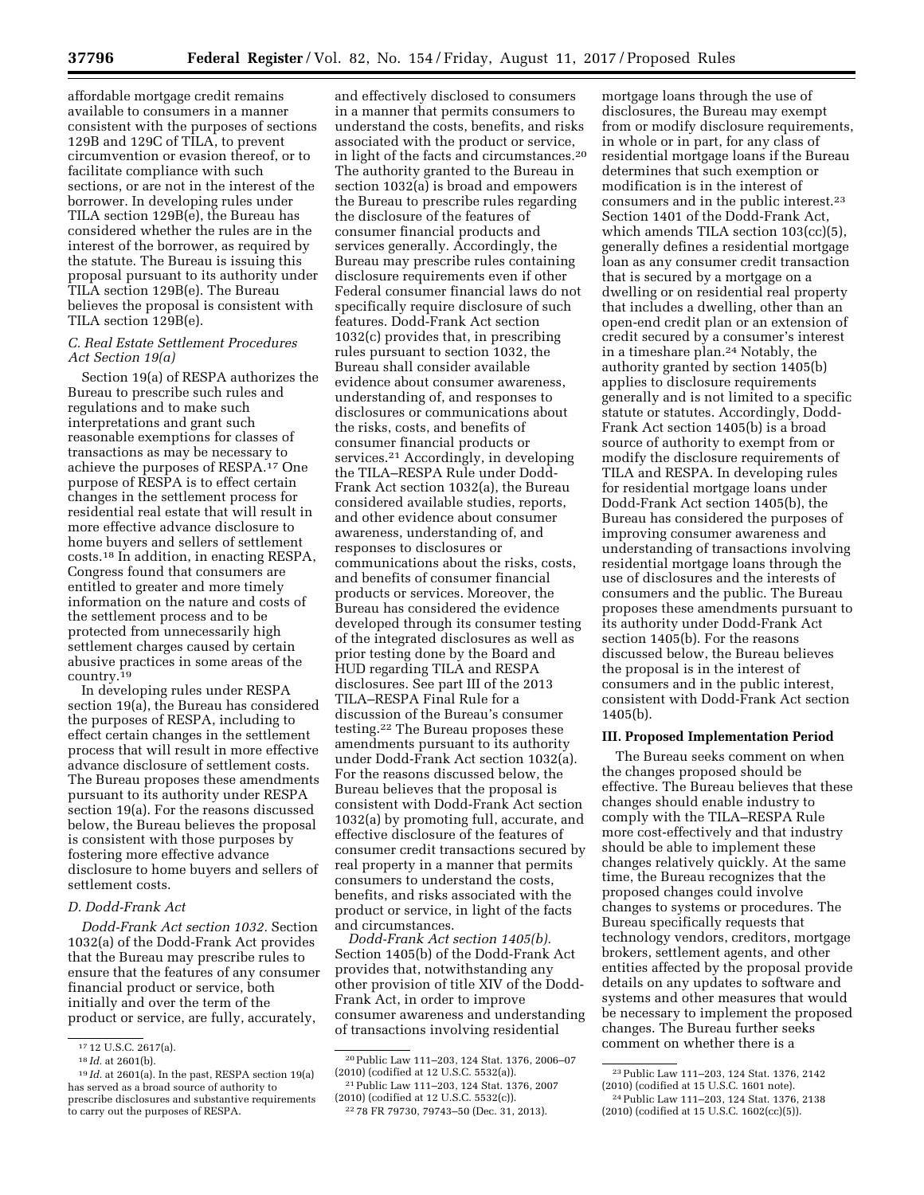affordable mortgage credit remains available to consumers in a manner consistent with the purposes of sections 129B and 129C of TILA, to prevent circumvention or evasion thereof, or to facilitate compliance with such sections, or are not in the interest of the borrower. In developing rules under TILA section 129B(e), the Bureau has considered whether the rules are in the interest of the borrower, as required by the statute. The Bureau is issuing this proposal pursuant to its authority under TILA section 129B(e). The Bureau believes the proposal is consistent with TILA section 129B(e).

### C. Real Estate Settlement Procedures Act Section 19(a)

Section 19(a) of RESPA authorizes the Bureau to prescribe such rules and regulations and to make such interpretations and grant such reasonable exemptions for classes of transactions as may be necessary to achieve the purposes of RESPA.[17] One purpose of RESPA is to effect certain changes in the settlement process for residential real estate that will result in more effective advance disclosure to home buyers and sellers of settlement costs.[18] In addition, in enacting RESPA, Congress found that consumers are entitled to greater and more timely information on the nature and costs of the settlement process and to be protected from unnecessarily high settlement charges caused by certain abusive practices in some areas of the country.[19]

In developing rules under RESPA section 19(a), the Bureau has considered the purposes of RESPA, including to effect certain changes in the settlement process that will result in more effective advance disclosure of settlement costs. The Bureau proposes these amendments pursuant to its authority under RESPA section 19(a). For the reasons discussed below, the Bureau believes the proposal is consistent with those purposes by fostering more effective advance disclosure to home buyers and sellers of settlement costs.

### D. Dodd-Frank Act

*Dodd-Frank Act section 1032.* Section 1032(a) of the Dodd-Frank Act provides that the Bureau may prescribe rules to ensure that the features of any consumer financial product or service, both initially and over the term of the product or service, are fully, accurately, and effectively disclosed to consumers in a manner that permits consumers to understand the costs, benefits, and risks associated with the product or service, in light of the facts and circumstances.[20] The authority granted to the Bureau in section 1032(a) is broad and empowers the Bureau to prescribe rules regarding the disclosure of the features of consumer financial products and services generally. Accordingly, the Bureau may prescribe rules containing disclosure requirements even if other Federal consumer financial laws do not specifically require disclosure of such features. Dodd-Frank Act section 1032(c) provides that, in prescribing rules pursuant to section 1032, the Bureau shall consider available evidence about consumer awareness, understanding of, and responses to disclosures or communications about the risks, costs, and benefits of consumer financial products or services.[21] Accordingly, in developing the TILA–RESPA Rule under Dodd-Frank Act section 1032(a), the Bureau considered available studies, reports, and other evidence about consumer awareness, understanding of, and responses to disclosures or communications about the risks, costs, and benefits of consumer financial products or services. Moreover, the Bureau has considered the evidence developed through its consumer testing of the integrated disclosures as well as prior testing done by the Board and HUD regarding TILA and RESPA disclosures. See part III of the 2013 TILA–RESPA Final Rule for a discussion of the Bureau's consumer testing.[22] The Bureau proposes these amendments pursuant to its authority under Dodd-Frank Act section 1032(a). For the reasons discussed below, the Bureau believes that the proposal is consistent with Dodd-Frank Act section 1032(a) by promoting full, accurate, and effective disclosure of the features of consumer credit transactions secured by real property in a manner that permits consumers to understand the costs, benefits, and risks associated with the product or service, in light of the facts and circumstances.

*Dodd-Frank Act section 1405(b).* Section 1405(b) of the Dodd-Frank Act provides that, notwithstanding any other provision of title XIV of the Dodd-Frank Act, in order to improve consumer awareness and understanding of transactions involving residential mortgage loans through the use of disclosures, the Bureau may exempt from or modify disclosure requirements, in whole or in part, for any class of residential mortgage loans if the Bureau determines that such exemption or modification is in the interest of consumers and in the public interest.[23] Section 1401 of the Dodd-Frank Act, which amends TILA section 103(cc)(5), generally defines a residential mortgage loan as any consumer credit transaction that is secured by a mortgage on a dwelling or on residential real property that includes a dwelling, other than an open-end credit plan or an extension of credit secured by a consumer's interest in a timeshare plan.[24] Notably, the authority granted by section 1405(b) applies to disclosure requirements generally and is not limited to a specific statute or statutes. Accordingly, Dodd-Frank Act section 1405(b) is a broad source of authority to exempt from or modify the disclosure requirements of TILA and RESPA. In developing rules for residential mortgage loans under Dodd-Frank Act section 1405(b), the Bureau has considered the purposes of improving consumer awareness and understanding of transactions involving residential mortgage loans through the use of disclosures and the interests of consumers and the public. The Bureau proposes these amendments pursuant to its authority under Dodd-Frank Act section 1405(b). For the reasons discussed below, the Bureau believes the proposal is in the interest of consumers and in the public interest, consistent with Dodd-Frank Act section 1405(b).

## III. Proposed Implementation Period

The Bureau seeks comment on when the changes proposed should be effective. The Bureau believes that these changes should enable industry to comply with the TILA–RESPA Rule more cost-effectively and that industry should be able to implement these changes relatively quickly. At the same time, the Bureau recognizes that the proposed changes could involve changes to systems or procedures. The Bureau specifically requests that technology vendors, creditors, mortgage brokers, settlement agents, and other entities affected by the proposal provide details on any updates to software and systems and other measures that would be necessary to implement the proposed changes. The Bureau further seeks comment on whether there is a

---

[17] 12 U.S.C. 2617(a).

[18] *Id.* at 2601(b).

[19] *Id.* at 2601(a). In the past, RESPA section 19(a) has served as a broad source of authority to prescribe disclosures and substantive requirements to carry out the purposes of RESPA.

[20] Public Law 111–203, 124 Stat. 1376, 2006–07 (2010) (codified at 12 U.S.C. 5532(a)).

[21] Public Law 111–203, 124 Stat. 1376, 2007 (2010) (codified at 12 U.S.C. 5532(c)).

[22] 78 FR 79730, 79743–50 (Dec. 31, 2013).

[23] Public Law 111–203, 124 Stat. 1376, 2142 (2010) (codified at 15 U.S.C. 1601 note).

[24] Public Law 111–203, 124 Stat. 1376, 2138 (2010) (codified at 15 U.S.C. 1602(cc)(5)).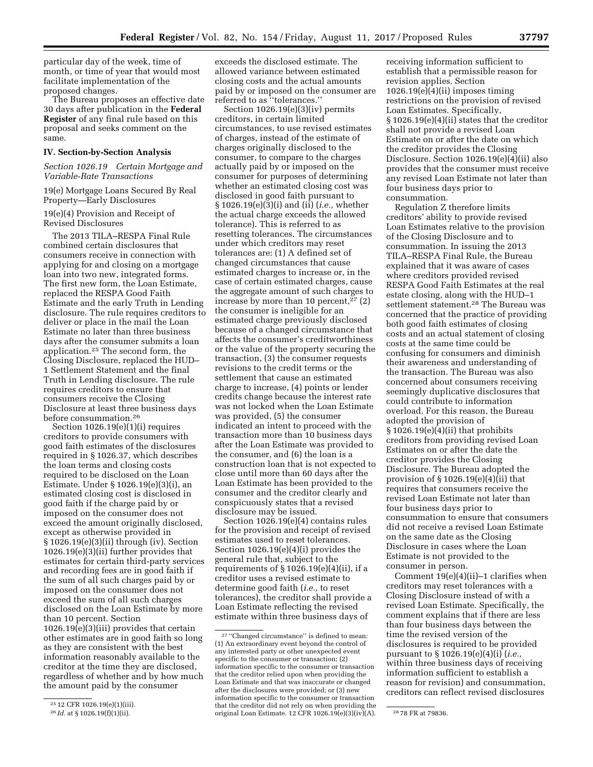particular day of the week, time of month, or time of year that would most facilitate implementation of the proposed changes.

The Bureau proposes an effective date 30 days after publication in the **Federal Register** of any final rule based on this proposal and seeks comment on the same.

## IV. Section-by-Section Analysis

*Section 1026.19 Certain Mortgage and Variable-Rate Transactions*

19(e) Mortgage Loans Secured By Real Property—Early Disclosures

19(e)(4) Provision and Receipt of Revised Disclosures

The 2013 TILA–RESPA Final Rule combined certain disclosures that consumers receive in connection with applying for and closing on a mortgage loan into two new, integrated forms. The first new form, the Loan Estimate, replaced the RESPA Good Faith Estimate and the early Truth in Lending disclosure. The rule requires creditors to deliver or place in the mail the Loan Estimate no later than three business days after the consumer submits a loan application.[25] The second form, the Closing Disclosure, replaced the HUD–1 Settlement Statement and the final Truth in Lending disclosure. The rule requires creditors to ensure that consumers receive the Closing Disclosure at least three business days before consummation.[26]

Section 1026.19(e)(1)(i) requires creditors to provide consumers with good faith estimates of the disclosures required in § 1026.37, which describes the loan terms and closing costs required to be disclosed on the Loan Estimate. Under § 1026.19(e)(3)(i), an estimated closing cost is disclosed in good faith if the charge paid by or imposed on the consumer does not exceed the amount originally disclosed, except as otherwise provided in § 1026.19(e)(3)(ii) through (iv). Section 1026.19(e)(3)(ii) further provides that estimates for certain third-party services and recording fees are in good faith if the sum of all such charges paid by or imposed on the consumer does not exceed the sum of all such charges disclosed on the Loan Estimate by more than 10 percent. Section 1026.19(e)(3)(iii) provides that certain other estimates are in good faith so long as they are consistent with the best information reasonably available to the creditor at the time they are disclosed, regardless of whether and by how much the amount paid by the consumer exceeds the disclosed estimate. The allowed variance between estimated closing costs and the actual amounts paid by or imposed on the consumer are referred to as ''tolerances.''

Section 1026.19(e)(3)(iv) permits creditors, in certain limited circumstances, to use revised estimates of charges, instead of the estimate of charges originally disclosed to the consumer, to compare to the charges actually paid by or imposed on the consumer for purposes of determining whether an estimated closing cost was disclosed in good faith pursuant to § 1026.19(e)(3)(i) and (ii) (*i.e.,* whether the actual charge exceeds the allowed tolerance). This is referred to as resetting tolerances. The circumstances under which creditors may reset tolerances are: (1) A defined set of changed circumstances that cause estimated charges to increase or, in the case of certain estimated charges, cause the aggregate amount of such charges to increase by more than 10 percent,[27] (2) the consumer is ineligible for an estimated charge previously disclosed because of a changed circumstance that affects the consumer's creditworthiness or the value of the property securing the transaction, (3) the consumer requests revisions to the credit terms or the settlement that cause an estimated charge to increase, (4) points or lender credits change because the interest rate was not locked when the Loan Estimate was provided, (5) the consumer indicated an intent to proceed with the transaction more than 10 business days after the Loan Estimate was provided to the consumer, and (6) the loan is a construction loan that is not expected to close until more than 60 days after the Loan Estimate has been provided to the consumer and the creditor clearly and conspicuously states that a revised disclosure may be issued.

Section 1026.19(e)(4) contains rules for the provision and receipt of revised estimates used to reset tolerances. Section 1026.19(e)(4)(i) provides the general rule that, subject to the requirements of § 1026.19(e)(4)(ii), if a creditor uses a revised estimate to determine good faith (*i.e.,* to reset tolerances), the creditor shall provide a Loan Estimate reflecting the revised estimate within three business days of receiving information sufficient to establish that a permissible reason for revision applies. Section 1026.19(e)(4)(ii) imposes timing restrictions on the provision of revised Loan Estimates. Specifically, § 1026.19(e)(4)(ii) states that the creditor shall not provide a revised Loan Estimate on or after the date on which the creditor provides the Closing Disclosure. Section 1026.19(e)(4)(ii) also provides that the consumer must receive any revised Loan Estimate not later than four business days prior to consummation.

Regulation Z therefore limits creditors' ability to provide revised Loan Estimates relative to the provision of the Closing Disclosure and to consummation. In issuing the 2013 TILA–RESPA Final Rule, the Bureau explained that it was aware of cases where creditors provided revised RESPA Good Faith Estimates at the real estate closing, along with the HUD–1 settlement statement.[28] The Bureau was concerned that the practice of providing both good faith estimates of closing costs and an actual statement of closing costs at the same time could be confusing for consumers and diminish their awareness and understanding of the transaction. The Bureau was also concerned about consumers receiving seemingly duplicative disclosures that could contribute to information overload. For this reason, the Bureau adopted the provision of § 1026.19(e)(4)(ii) that prohibits creditors from providing revised Loan Estimates on or after the date the creditor provides the Closing Disclosure. The Bureau adopted the provision of § 1026.19(e)(4)(ii) that requires that consumers receive the revised Loan Estimate not later than four business days prior to consummation to ensure that consumers did not receive a revised Loan Estimate on the same date as the Closing Disclosure in cases where the Loan Estimate is not provided to the consumer in person.

Comment 19(e)(4)(ii)–1 clarifies when creditors may reset tolerances with a Closing Disclosure instead of with a revised Loan Estimate. Specifically, the comment explains that if there are less than four business days between the time the revised version of the disclosures is required to be provided pursuant to § 1026.19(e)(4)(i) (*i.e.,* within three business days of receiving information sufficient to establish a reason for revision) and consummation, creditors can reflect revised disclosures

---

[25] 12 CFR 1026.19(e)(1)(iii).

[26] *Id.* at § 1026.19(f)(1)(ii).

[27] ''Changed circumstance'' is defined to mean: (1) An extraordinary event beyond the control of any interested party or other unexpected event specific to the consumer or transaction; (2) information specific to the consumer or transaction that the creditor relied upon when providing the Loan Estimate and that was inaccurate or changed after the disclosures were provided; or (3) new information specific to the consumer or transaction that the creditor did not rely on when providing the original Loan Estimate. 12 CFR 1026.19(e)(3)(iv)(A).

[28] 78 FR at 79836.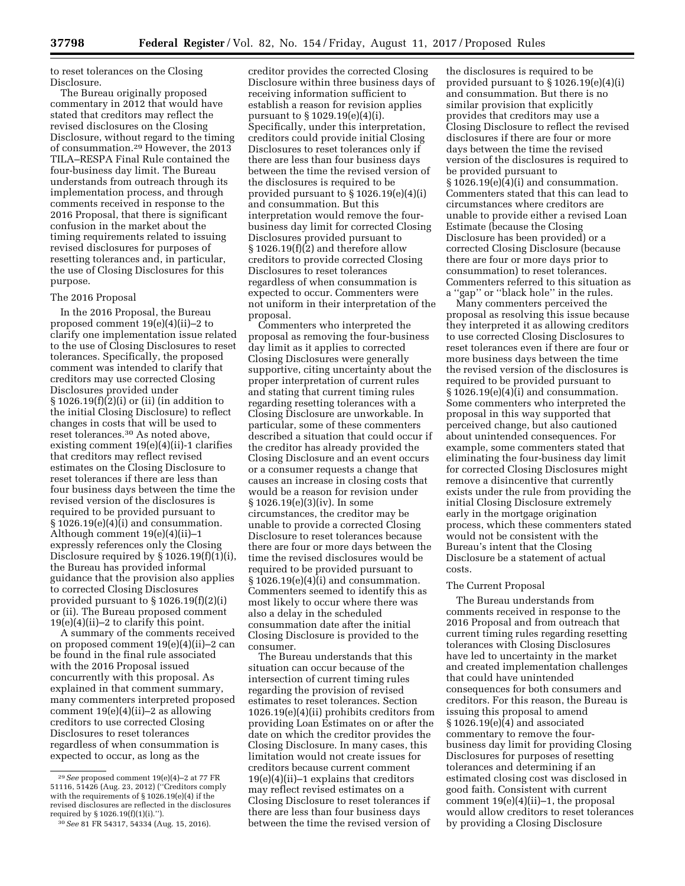to reset tolerances on the Closing Disclosure.

The Bureau originally proposed commentary in 2012 that would have stated that creditors may reflect the revised disclosures on the Closing Disclosure, without regard to the timing of consummation.[29] However, the 2013 TILA–RESPA Final Rule contained the four-business day limit. The Bureau understands from outreach through its implementation process, and through comments received in response to the 2016 Proposal, that there is significant confusion in the market about the timing requirements related to issuing revised disclosures for purposes of resetting tolerances and, in particular, the use of Closing Disclosures for this purpose.

### The 2016 Proposal

In the 2016 Proposal, the Bureau proposed comment 19(e)(4)(ii)–2 to clarify one implementation issue related to the use of Closing Disclosures to reset tolerances. Specifically, the proposed comment was intended to clarify that creditors may use corrected Closing Disclosures provided under § 1026.19(f)(2)(i) or (ii) (in addition to the initial Closing Disclosure) to reflect changes in costs that will be used to reset tolerances.[30] As noted above, existing comment 19(e)(4)(ii)-1 clarifies that creditors may reflect revised estimates on the Closing Disclosure to reset tolerances if there are less than four business days between the time the revised version of the disclosures is required to be provided pursuant to § 1026.19(e)(4)(i) and consummation. Although comment 19(e)(4)(ii)–1 expressly references only the Closing Disclosure required by § 1026.19(f)(1)(i), the Bureau has provided informal guidance that the provision also applies to corrected Closing Disclosures provided pursuant to § 1026.19(f)(2)(i) or (ii). The Bureau proposed comment 19(e)(4)(ii)–2 to clarify this point.

A summary of the comments received on proposed comment 19(e)(4)(ii)–2 can be found in the final rule associated with the 2016 Proposal issued concurrently with this proposal. As explained in that comment summary, many commenters interpreted proposed comment 19(e)(4)(ii)–2 as allowing creditors to use corrected Closing Disclosures to reset tolerances regardless of when consummation is expected to occur, as long as the creditor provides the corrected Closing Disclosure within three business days of receiving information sufficient to establish a reason for revision applies pursuant to § 1029.19(e)(4)(i). Specifically, under this interpretation, creditors could provide initial Closing Disclosures to reset tolerances only if there are less than four business days between the time the revised version of the disclosures is required to be provided pursuant to § 1026.19(e)(4)(i) and consummation. But this interpretation would remove the four-business day limit for corrected Closing Disclosures provided pursuant to § 1026.19(f)(2) and therefore allow creditors to provide corrected Closing Disclosures to reset tolerances regardless of when consummation is expected to occur. Commenters were not uniform in their interpretation of the proposal.

Commenters who interpreted the proposal as removing the four-business day limit as it applies to corrected Closing Disclosures were generally supportive, citing uncertainty about the proper interpretation of current rules and stating that current timing rules regarding resetting tolerances with a Closing Disclosure are unworkable. In particular, some of these commenters described a situation that could occur if the creditor has already provided the Closing Disclosure and an event occurs or a consumer requests a change that causes an increase in closing costs that would be a reason for revision under § 1026.19(e)(3)(iv). In some circumstances, the creditor may be unable to provide a corrected Closing Disclosure to reset tolerances because there are four or more days between the time the revised disclosures would be required to be provided pursuant to § 1026.19(e)(4)(i) and consummation. Commenters seemed to identify this as most likely to occur where there was also a delay in the scheduled consummation date after the initial Closing Disclosure is provided to the consumer.

The Bureau understands that this situation can occur because of the intersection of current timing rules regarding the provision of revised estimates to reset tolerances. Section 1026.19(e)(4)(ii) prohibits creditors from providing Loan Estimates on or after the date on which the creditor provides the Closing Disclosure. In many cases, this limitation would not create issues for creditors because current comment 19(e)(4)(ii)–1 explains that creditors may reflect revised estimates on a Closing Disclosure to reset tolerances if there are less than four business days between the time the revised version of the disclosures is required to be provided pursuant to § 1026.19(e)(4)(i) and consummation. But there is no similar provision that explicitly provides that creditors may use a Closing Disclosure to reflect the revised disclosures if there are four or more days between the time the revised version of the disclosures is required to be provided pursuant to § 1026.19(e)(4)(i) and consummation. Commenters stated that this can lead to circumstances where creditors are unable to provide either a revised Loan Estimate (because the Closing Disclosure has been provided) or a corrected Closing Disclosure (because there are four or more days prior to consummation) to reset tolerances. Commenters referred to this situation as a ''gap'' or ''black hole'' in the rules.

Many commenters perceived the proposal as resolving this issue because they interpreted it as allowing creditors to use corrected Closing Disclosures to reset tolerances even if there are four or more business days between the time the revised version of the disclosures is required to be provided pursuant to § 1026.19(e)(4)(i) and consummation. Some commenters who interpreted the proposal in this way supported that perceived change, but also cautioned about unintended consequences. For example, some commenters stated that eliminating the four-business day limit for corrected Closing Disclosures might remove a disincentive that currently exists under the rule from providing the initial Closing Disclosure extremely early in the mortgage origination process, which these commenters stated would not be consistent with the Bureau's intent that the Closing Disclosure be a statement of actual costs.

### The Current Proposal

The Bureau understands from comments received in response to the 2016 Proposal and from outreach that current timing rules regarding resetting tolerances with Closing Disclosures have led to uncertainty in the market and created implementation challenges that could have unintended consequences for both consumers and creditors. For this reason, the Bureau is issuing this proposal to amend § 1026.19(e)(4) and associated commentary to remove the four-business day limit for providing Closing Disclosures for purposes of resetting tolerances and determining if an estimated closing cost was disclosed in good faith. Consistent with current comment 19(e)(4)(ii)–1, the proposal would allow creditors to reset tolerances by providing a Closing Disclosure

---

[29] *See* proposed comment 19(e)(4)–2 at 77 FR 51116, 51426 (Aug. 23, 2012) (''Creditors comply with the requirements of § 1026.19(e)(4) if the revised disclosures are reflected in the disclosures required by § 1026.19(f)(1)(i).'').

[30] *See* 81 FR 54317, 54334 (Aug. 15, 2016).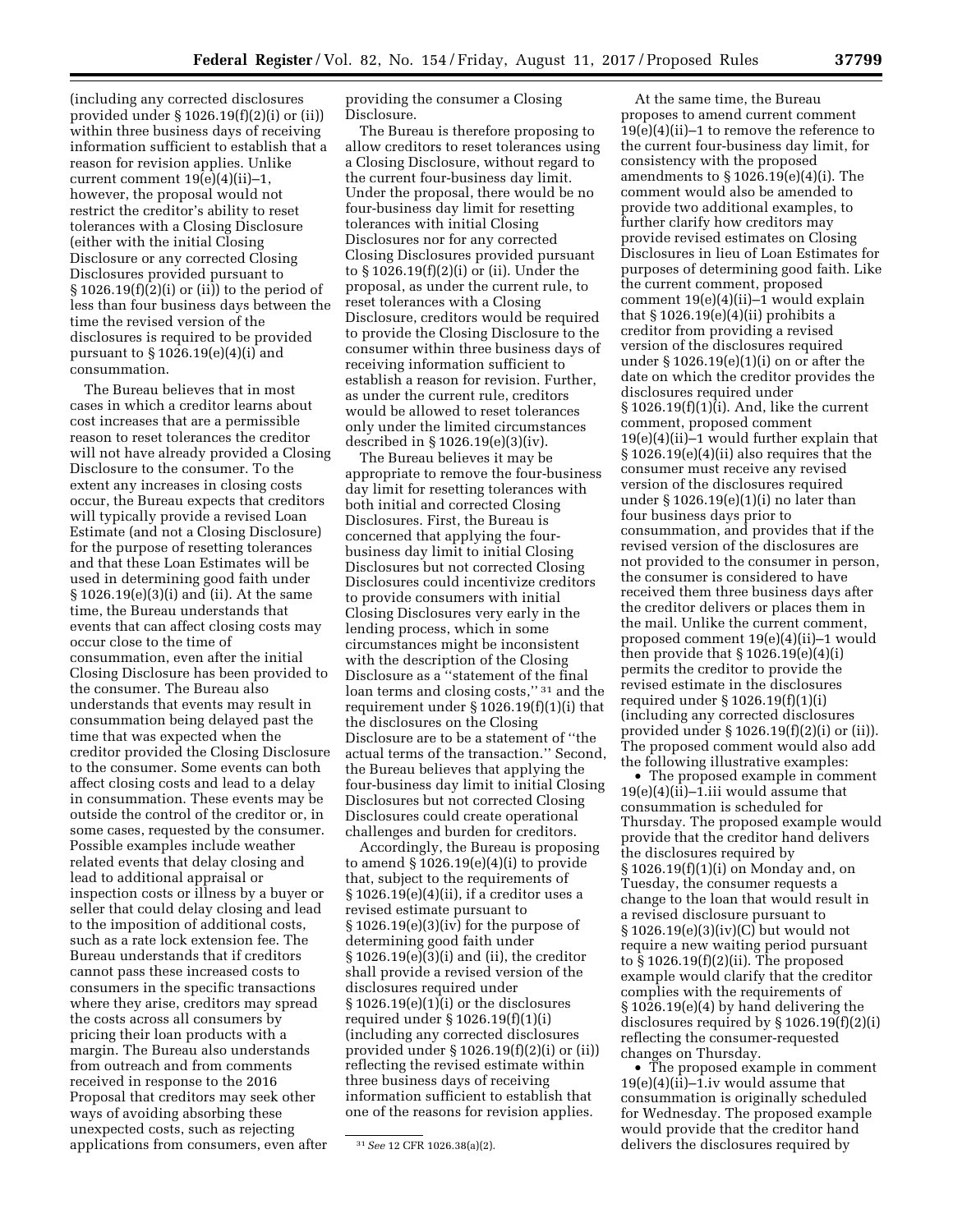(including any corrected disclosures provided under § 1026.19(f)(2)(i) or (ii)) within three business days of receiving information sufficient to establish that a reason for revision applies. Unlike current comment 19(e)(4)(ii)–1, however, the proposal would not restrict the creditor's ability to reset tolerances with a Closing Disclosure (either with the initial Closing Disclosure or any corrected Closing Disclosures provided pursuant to § 1026.19(f)(2)(i) or (ii)) to the period of less than four business days between the time the revised version of the disclosures is required to be provided pursuant to § 1026.19(e)(4)(i) and consummation.

The Bureau believes that in most cases in which a creditor learns about cost increases that are a permissible reason to reset tolerances the creditor will not have already provided a Closing Disclosure to the consumer. To the extent any increases in closing costs occur, the Bureau expects that creditors will typically provide a revised Loan Estimate (and not a Closing Disclosure) for the purpose of resetting tolerances and that these Loan Estimates will be used in determining good faith under § 1026.19(e)(3)(i) and (ii). At the same time, the Bureau understands that events that can affect closing costs may occur close to the time of consummation, even after the initial Closing Disclosure has been provided to the consumer. The Bureau also understands that events may result in consummation being delayed past the time that was expected when the creditor provided the Closing Disclosure to the consumer. Some events can both affect closing costs and lead to a delay in consummation. These events may be outside the control of the creditor or, in some cases, requested by the consumer. Possible examples include weather related events that delay closing and lead to additional appraisal or inspection costs or illness by a buyer or seller that could delay closing and lead to the imposition of additional costs, such as a rate lock extension fee. The Bureau understands that if creditors cannot pass these increased costs to consumers in the specific transactions where they arise, creditors may spread the costs across all consumers by pricing their loan products with a margin. The Bureau also understands from outreach and from comments received in response to the 2016 Proposal that creditors may seek other ways of avoiding absorbing these unexpected costs, such as rejecting applications from consumers, even after providing the consumer a Closing Disclosure.

The Bureau is therefore proposing to allow creditors to reset tolerances using a Closing Disclosure, without regard to the current four-business day limit. Under the proposal, there would be no four-business day limit for resetting tolerances with initial Closing Disclosures nor for any corrected Closing Disclosures provided pursuant to § 1026.19(f)(2)(i) or (ii). Under the proposal, as under the current rule, to reset tolerances with a Closing Disclosure, creditors would be required to provide the Closing Disclosure to the consumer within three business days of receiving information sufficient to establish a reason for revision. Further, as under the current rule, creditors would be allowed to reset tolerances only under the limited circumstances described in § 1026.19(e)(3)(iv).

The Bureau believes it may be appropriate to remove the four-business day limit for resetting tolerances with both initial and corrected Closing Disclosures. First, the Bureau is concerned that applying the four-business day limit to initial Closing Disclosures but not corrected Closing Disclosures could incentivize creditors to provide consumers with initial Closing Disclosures very early in the lending process, which in some circumstances might be inconsistent with the description of the Closing Disclosure as a "statement of the final loan terms and closing costs," [31] and the requirement under § 1026.19(f)(1)(i) that the disclosures on the Closing Disclosure are to be a statement of "the actual terms of the transaction." Second, the Bureau believes that applying the four-business day limit to initial Closing Disclosures but not corrected Closing Disclosures could create operational challenges and burden for creditors.

Accordingly, the Bureau is proposing to amend § 1026.19(e)(4)(i) to provide that, subject to the requirements of § 1026.19(e)(4)(ii), if a creditor uses a revised estimate pursuant to § 1026.19(e)(3)(iv) for the purpose of determining good faith under § 1026.19(e)(3)(i) and (ii), the creditor shall provide a revised version of the disclosures required under § 1026.19(e)(1)(i) or the disclosures required under § 1026.19(f)(1)(i) (including any corrected disclosures provided under § 1026.19(f)(2)(i) or (ii)) reflecting the revised estimate within three business days of receiving information sufficient to establish that one of the reasons for revision applies.

At the same time, the Bureau proposes to amend current comment 19(e)(4)(ii)–1 to remove the reference to the current four-business-day limit, for consistency with the proposed amendments to § 1026.19(e)(4)(i). The comment would also be amended to provide two additional examples, to further clarify how creditors may provide revised estimates on Closing Disclosures in lieu of Loan Estimates for purposes of determining good faith. Like the current comment, proposed comment 19(e)(4)(ii)–1 would explain that § 1026.19(e)(4)(ii) prohibits a creditor from providing a revised version of the disclosures required under § 1026.19(e)(1)(i) on or after the date on which the creditor provides the disclosures required under § 1026.19(f)(1)(i). And, like the current comment, proposed comment 19(e)(4)(ii)–1 would further explain that § 1026.19(e)(4)(ii) also requires that the consumer must receive any revised version of the disclosures required under § 1026.19(e)(1)(i) no later than four business days prior to consummation, and provides that if the revised version of the disclosures are not provided to the consumer in person, the consumer is considered to have received them three business days after the creditor delivers or places them in the mail. Unlike the current comment, proposed comment 19(e)(4)(ii)–1 would then provide that § 1026.19(e)(4)(i) permits the creditor to provide the revised estimate in the disclosures required under § 1026.19(f)(1)(i) (including any corrected disclosures provided under § 1026.19(f)(2)(i) or (ii)). The proposed comment would also add the following illustrative examples:

- The proposed example in comment 19(e)(4)(ii)–1.iii would assume that consummation is scheduled for Thursday. The proposed example would provide that the creditor hand delivers the disclosures required by § 1026.19(f)(1)(i) on Monday and, on Tuesday, the consumer requests a change to the loan that would result in a revised disclosure pursuant to § 1026.19(e)(3)(iv)(C) but would not require a new waiting period pursuant to § 1026.19(f)(2)(ii). The proposed example would clarify that the creditor complies with the requirements of § 1026.19(e)(4) by hand delivering the disclosures required by § 1026.19(f)(2)(i) reflecting the consumer-requested changes on Thursday.
- The proposed example in comment 19(e)(4)(ii)–1.iv would assume that consummation is originally scheduled for Wednesday. The proposed example would provide that the creditor hand delivers the disclosures required by

[31] *See* 12 CFR 1026.38(a)(2).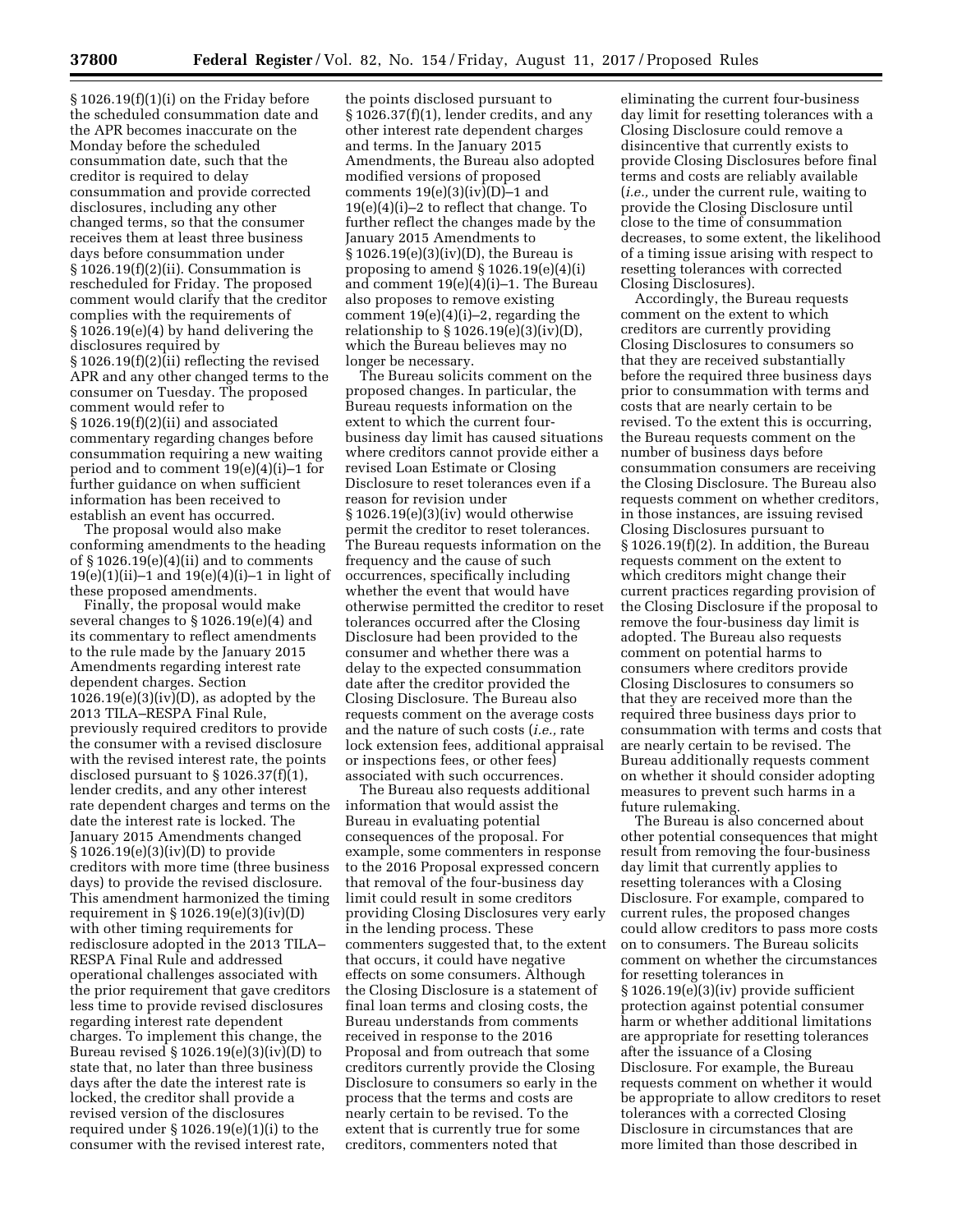§ 1026.19(f)(1)(i) on the Friday before the scheduled consummation date and the APR becomes inaccurate on the Monday before the scheduled consummation date, such that the creditor is required to delay consummation and provide corrected disclosures, including any other changed terms, so that the consumer receives them at least three business days before consummation under § 1026.19(f)(2)(ii). Consummation is rescheduled for Friday. The proposed comment would clarify that the creditor complies with the requirements of § 1026.19(e)(4) by hand delivering the disclosures required by § 1026.19(f)(2)(ii) reflecting the revised APR and any other changed terms to the consumer on Tuesday. The proposed comment would refer to § 1026.19(f)(2)(ii) and associated commentary regarding changes before consummation requiring a new waiting period and to comment 19(e)(4)(i)–1 for further guidance on when sufficient information has been received to establish an event has occurred.

The proposal would also make conforming amendments to the heading of § 1026.19(e)(4)(ii) and to comments 19(e)(1)(ii)–1 and 19(e)(4)(i)–1 in light of these proposed amendments.

Finally, the proposal would make several changes to § 1026.19(e)(4) and its commentary to reflect amendments to the rule made by the January 2015 Amendments regarding interest rate dependent charges. Section 1026.19(e)(3)(iv)(D), as adopted by the 2013 TILA–RESPA Final Rule, previously required creditors to provide the consumer with a revised disclosure with the revised interest rate, the points disclosed pursuant to § 1026.37(f)(1), lender credits, and any other interest rate dependent charges and terms on the date the interest rate is locked. The January 2015 Amendments changed § 1026.19(e)(3)(iv)(D) to provide creditors with more time (three business days) to provide the revised disclosure. This amendment harmonized the timing requirement in § 1026.19(e)(3)(iv)(D) with other timing requirements for redisclosure adopted in the 2013 TILA–RESPA Final Rule and addressed operational challenges associated with the prior requirement that gave creditors less time to provide revised disclosures regarding interest rate dependent charges. To implement this change, the Bureau revised § 1026.19(e)(3)(iv)(D) to state that, no later than three business days after the date the interest rate is locked, the creditor shall provide a revised version of the disclosures required under § 1026.19(e)(1)(i) to the consumer with the revised interest rate, the points disclosed pursuant to § 1026.37(f)(1), lender credits, and any other interest rate dependent charges and terms. In the January 2015 Amendments, the Bureau also adopted modified versions of proposed comments 19(e)(3)(iv)(D)–1 and 19(e)(4)(i)–2 to reflect that change. To further reflect the changes made by the January 2015 Amendments to § 1026.19(e)(3)(iv)(D), the Bureau is proposing to amend § 1026.19(e)(4)(i) and comment 19(e)(4)(i)–1. The Bureau also proposes to remove existing comment 19(e)(4)(i)–2, regarding the relationship to § 1026.19(e)(3)(iv)(D), which the Bureau believes may no longer be necessary.

The Bureau solicits comment on the proposed changes. In particular, the Bureau requests information on the extent to which the current four-business day limit has caused situations where creditors cannot provide either a revised Loan Estimate or Closing Disclosure to reset tolerances even if a reason for revision under § 1026.19(e)(3)(iv) would otherwise permit the creditor to reset tolerances. The Bureau requests information on the frequency and the cause of such occurrences, specifically including whether the event that would have otherwise permitted the creditor to reset tolerances occurred after the Closing Disclosure had been provided to the consumer and whether there was a delay to the expected consummation date after the creditor provided the Closing Disclosure. The Bureau also requests comment on the average costs and the nature of such costs (*i.e.,* rate lock extension fees, additional appraisal or inspections fees, or other fees) associated with such occurrences.

The Bureau also requests additional information that would assist the Bureau in evaluating potential consequences of the proposal. For example, some commenters in response to the 2016 Proposal expressed concern that removal of the four-business day limit could result in some creditors providing Closing Disclosures very early in the lending process. These commenters suggested that, to the extent that occurs, it could have negative effects on some consumers. Although the Closing Disclosure is a statement of final loan terms and closing costs, the Bureau understands from comments received in response to the 2016 Proposal and from outreach that some creditors currently provide the Closing Disclosure to consumers so early in the process that the terms and costs are nearly certain to be revised. To the extent that is currently true for some creditors, commenters noted that eliminating the current four-business day limit for resetting tolerances with a Closing Disclosure could remove a disincentive that currently exists to provide Closing Disclosures before final terms and costs are reliably available (*i.e.,* under the current rule, waiting to provide the Closing Disclosure until close to the time of consummation decreases, to some extent, the likelihood of a timing issue arising with respect to resetting tolerances with corrected Closing Disclosures).

Accordingly, the Bureau requests comment on the extent to which creditors are currently providing Closing Disclosures to consumers so that they are received substantially before the required three business days prior to consummation with terms and costs that are nearly certain to be revised. To the extent this is occurring, the Bureau requests comment on the number of business days before consummation consumers are receiving the Closing Disclosure. The Bureau also requests comment on whether creditors, in those instances, are issuing revised Closing Disclosures pursuant to § 1026.19(f)(2). In addition, the Bureau requests comment on the extent to which creditors might change their current practices regarding provision of the Closing Disclosure if the proposal to remove the four-business day limit is adopted. The Bureau also requests comment on potential harms to consumers where creditors provide Closing Disclosures to consumers so that they are received more than the required three business days prior to consummation with terms and costs that are nearly certain to be revised. The Bureau additionally requests comment on whether it should consider adopting measures to prevent such harms in a future rulemaking.

The Bureau is also concerned about other potential consequences that might result from removing the four-business day limit that currently applies to resetting tolerances with a Closing Disclosure. For example, compared to current rules, the proposed changes could allow creditors to pass more costs on to consumers. The Bureau solicits comment on whether the circumstances for resetting tolerances in § 1026.19(e)(3)(iv) provide sufficient protection against potential consumer harm or whether additional limitations are appropriate for resetting tolerances after the issuance of a Closing Disclosure. For example, the Bureau requests comment on whether it would be appropriate to allow creditors to reset tolerances with a corrected Closing Disclosure in circumstances that are more limited than those described in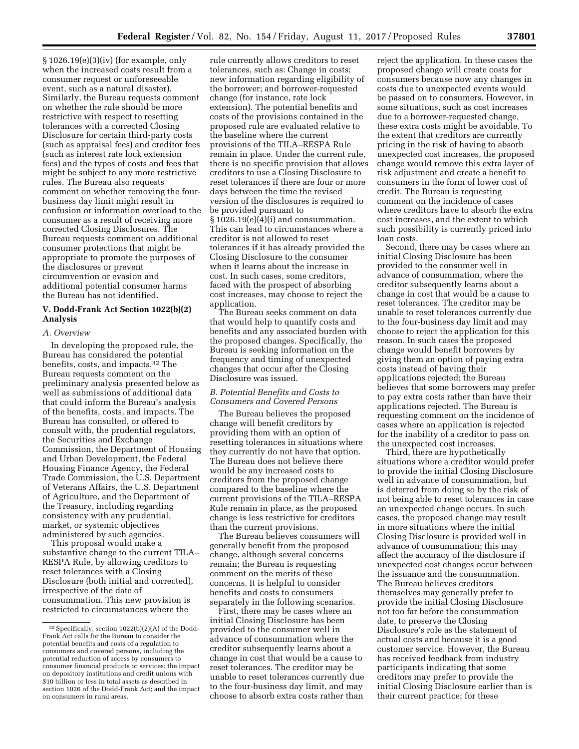§ 1026.19(e)(3)(iv) (for example, only when the increased costs result from a consumer request or unforeseeable event, such as a natural disaster). Similarly, the Bureau requests comment on whether the rule should be more restrictive with respect to resetting tolerances with a corrected Closing Disclosure for certain third-party costs (such as appraisal fees) and creditor fees (such as interest rate lock extension fees) and the types of costs and fees that might be subject to any more restrictive rules. The Bureau also requests comment on whether removing the four-business day limit might result in confusion or information overload to the consumer as a result of receiving more corrected Closing Disclosures. The Bureau requests comment on additional consumer protections that might be appropriate to promote the purposes of the disclosures or prevent circumvention or evasion and additional potential consumer harms the Bureau has not identified.

## V. Dodd-Frank Act Section 1022(b)(2) Analysis

### *A. Overview*

In developing the proposed rule, the Bureau has considered the potential benefits, costs, and impacts.[32] The Bureau requests comment on the preliminary analysis presented below as well as submissions of additional data that could inform the Bureau's analysis of the benefits, costs, and impacts. The Bureau has consulted, or offered to consult with, the prudential regulators, the Securities and Exchange Commission, the Department of Housing and Urban Development, the Federal Housing Finance Agency, the Federal Trade Commission, the U.S. Department of Veterans Affairs, the U.S. Department of Agriculture, and the Department of the Treasury, including regarding consistency with any prudential, market, or systemic objectives administered by such agencies.

This proposal would make a substantive change to the current TILA–RESPA Rule, by allowing creditors to reset tolerances with a Closing Disclosure (both initial and corrected), irrespective of the date of consummation. This new provision is restricted to circumstances where the rule currently allows creditors to reset tolerances, such as: Change in costs; new information regarding eligibility of the borrower; and borrower-requested change (for instance, rate lock extension). The potential benefits and costs of the provisions contained in the proposed rule are evaluated relative to the baseline where the current provisions of the TILA–RESPA Rule remain in place. Under the current rule, there is no specific provision that allows creditors to use a Closing Disclosure to reset tolerances if there are four or more days between the time the revised version of the disclosures is required to be provided pursuant to § 1026.19(e)(4)(i) and consummation. This can lead to circumstances where a creditor is not allowed to reset tolerances if it has already provided the Closing Disclosure to the consumer when it learns about the increase in cost. In such cases, some creditors, faced with the prospect of absorbing cost increases, may choose to reject the application.

The Bureau seeks comment on data that would help to quantify costs and benefits and any associated burden with the proposed changes. Specifically, the Bureau is seeking information on the frequency and timing of unexpected changes that occur after the Closing Disclosure was issued.

### *B. Potential Benefits and Costs to Consumers and Covered Persons*

The Bureau believes the proposed change will benefit creditors by providing them with an option of resetting tolerances in situations where they currently do not have that option. The Bureau does not believe there would be any increased costs to creditors from the proposed change compared to the baseline where the current provisions of the TILA–RESPA Rule remain in place, as the proposed change is less restrictive for creditors than the current provisions.

The Bureau believes consumers will generally benefit from the proposed change, although several concerns remain; the Bureau is requesting comment on the merits of these concerns. It is helpful to consider benefits and costs to consumers separately in the following scenarios.

First, there may be cases where an initial Closing Disclosure has been provided to the consumer well in advance of consummation where the creditor subsequently learns about a change in cost that would be a cause to reset tolerances. The creditor may be unable to reset tolerances currently due to the four-business day limit, and may choose to absorb extra costs rather than reject the application. In these cases the proposed change will create costs for consumers because now any changes in costs due to unexpected events would be passed on to consumers. However, in some situations, such as cost increases due to a borrower-requested change, these extra costs might be avoidable. To the extent that creditors are currently pricing in the risk of having to absorb unexpected cost increases, the proposed change would remove this extra layer of risk adjustment and create a benefit to consumers in the form of lower cost of credit. The Bureau is requesting comment on the incidence of cases where creditors have to absorb the extra cost increases, and the extent to which such possibility is currently priced into loan costs.

Second, there may be cases where an initial Closing Disclosure has been provided to the consumer well in advance of consummation, where the creditor subsequently learns about a change in cost that would be a cause to reset tolerances. The creditor may be unable to reset tolerances currently due to the four-business day limit and may choose to reject the application for this reason. In such cases the proposed change would benefit borrowers by giving them an option of paying extra costs instead of having their applications rejected; the Bureau believes that some borrowers may prefer to pay extra costs rather than have their applications rejected. The Bureau is requesting comment on the incidence of cases where an application is rejected for the inability of a creditor to pass on the unexpected cost increases.

Third, there are hypothetically situations where a creditor would prefer to provide the initial Closing Disclosure well in advance of consummation, but is deterred from doing so by the risk of not being able to reset tolerances in case an unexpected change occurs. In such cases, the proposed change may result in more situations where the initial Closing Disclosure is provided well in advance of consummation; this may affect the accuracy of the disclosure if unexpected cost changes occur between the issuance and the consummation. The Bureau believes creditors themselves may generally prefer to provide the initial Closing Disclosure not too far before the consummation date, to preserve the Closing Disclosure's role as the statement of actual costs and because it is a good customer service. However, the Bureau has received feedback from industry participants indicating that some creditors may prefer to provide the initial Closing Disclosure earlier than is their current practice; for these

---

[32] Specifically, section 1022(b)(2)(A) of the Dodd-Frank Act calls for the Bureau to consider the potential benefits and costs of a regulation to consumers and covered persons, including the potential reduction of access by consumers to consumer financial products or services; the impact on depository institutions and credit unions with $10 billion or less in total assets as described in section 1026 of the Dodd-Frank Act; and the impact on consumers in rural areas.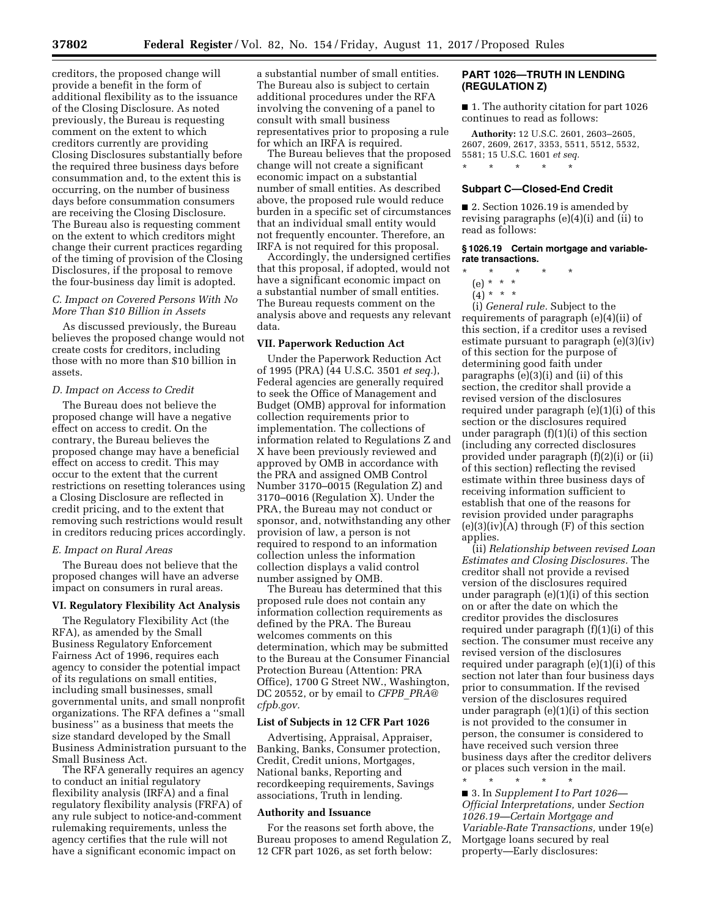creditors, the proposed change will provide a benefit in the form of additional flexibility as to the issuance of the Closing Disclosure. As noted previously, the Bureau is requesting comment on the extent to which creditors currently are providing Closing Disclosures substantially before the required three business days before consummation and, to the extent this is occurring, on the number of business days before consummation consumers are receiving the Closing Disclosure. The Bureau also is requesting comment on the extent to which creditors might change their current practices regarding of the timing of provision of the Closing Disclosures, if the proposal to remove the four-business day limit is adopted.

### *C. Impact on Covered Persons With No More Than $10 Billion in Assets*

As discussed previously, the Bureau believes the proposed change would not create costs for creditors, including those with no more than $10 billion in assets.

### *D. Impact on Access to Credit*

The Bureau does not believe the proposed change will have a negative effect on access to credit. On the contrary, the Bureau believes the proposed change may have a beneficial effect on access to credit. This may occur to the extent that the current restrictions on resetting tolerances using a Closing Disclosure are reflected in credit pricing, and to the extent that removing such restrictions would result in creditors reducing prices accordingly.

### *E. Impact on Rural Areas*

The Bureau does not believe that the proposed changes will have an adverse impact on consumers in rural areas.

## VI. Regulatory Flexibility Act Analysis

The Regulatory Flexibility Act (the RFA), as amended by the Small Business Regulatory Enforcement Fairness Act of 1996, requires each agency to consider the potential impact of its regulations on small entities, including small businesses, small governmental units, and small nonprofit organizations. The RFA defines a ''small business'' as a business that meets the size standard developed by the Small Business Administration pursuant to the Small Business Act.

The RFA generally requires an agency to conduct an initial regulatory flexibility analysis (IRFA) and a final regulatory flexibility analysis (FRFA) of any rule subject to notice-and-comment rulemaking requirements, unless the agency certifies that the rule will not have a significant economic impact on a substantial number of small entities. The Bureau also is subject to certain additional procedures under the RFA involving the convening of a panel to consult with small business representatives prior to proposing a rule for which an IRFA is required.

The Bureau believes that the proposed change will not create a significant economic impact on a substantial number of small entities. As described above, the proposed rule would reduce burden in a specific set of circumstances that an individual small entity would not frequently encounter. Therefore, an IRFA is not required for this proposal.

Accordingly, the undersigned certifies that this proposal, if adopted, would not have a significant economic impact on a substantial number of small entities. The Bureau requests comment on the analysis above and requests any relevant data.

## VII. Paperwork Reduction Act

Under the Paperwork Reduction Act of 1995 (PRA) (44 U.S.C. 3501 *et seq.*), Federal agencies are generally required to seek the Office of Management and Budget (OMB) approval for information collection requirements prior to implementation. The collections of information related to Regulations Z and X have been previously reviewed and approved by OMB in accordance with the PRA and assigned OMB Control Number 3170–0015 (Regulation Z) and 3170–0016 (Regulation X). Under the PRA, the Bureau may not conduct or sponsor, and, notwithstanding any other provision of law, a person is not required to respond to an information collection unless the information collection displays a valid control number assigned by OMB.

The Bureau has determined that this proposed rule does not contain any information collection requirements as defined by the PRA. The Bureau welcomes comments on this determination, which may be submitted to the Bureau at the Consumer Financial Protection Bureau (Attention: PRA Office), 1700 G Street NW., Washington, DC 20552, or by email to *CFPB_PRA@cfpb.gov*.

### List of Subjects in 12 CFR Part 1026

Advertising, Appraisal, Appraiser, Banking, Banks, Consumer protection, Credit, Credit unions, Mortgages, National banks, Reporting and recordkeeping requirements, Savings associations, Truth in lending.

### Authority and Issuance

For the reasons set forth above, the Bureau proposes to amend Regulation Z, 12 CFR part 1026, as set forth below:

## PART 1026—TRUTH IN LENDING (REGULATION Z)

■ 1. The authority citation for part 1026 continues to read as follows:

**Authority:** 12 U.S.C. 2601, 2603–2605, 2607, 2609, 2617, 3353, 5511, 5512, 5532, 5581; 15 U.S.C. 1601 *et seq.*

\* \* \* \* \*

### Subpart C—Closed-End Credit

■ 2. Section 1026.19 is amended by revising paragraphs (e)(4)(i) and (ii) to read as follows:

#### § 1026.19 Certain mortgage and variable-rate transactions.

\* \* \* \* \*

(e) \* \* \*

(4) \* \* \*

(i) *General rule.* Subject to the requirements of paragraph (e)(4)(ii) of this section, if a creditor uses a revised estimate pursuant to paragraph (e)(3)(iv) of this section for the purpose of determining good faith under paragraphs (e)(3)(i) and (ii) of this section, the creditor shall provide a revised version of the disclosures required under paragraph (e)(1)(i) of this section or the disclosures required under paragraph (f)(1)(i) of this section (including any corrected disclosures provided under paragraph (f)(2)(i) or (ii) of this section) reflecting the revised estimate within three business days of receiving information sufficient to establish that one of the reasons for revision provided under paragraphs (e)(3)(iv)(A) through (F) of this section applies.

(ii) *Relationship between revised Loan Estimates and Closing Disclosures.* The creditor shall not provide a revised version of the disclosures required under paragraph (e)(1)(i) of this section on or after the date on which the creditor provides the disclosures required under paragraph (f)(1)(i) of this section. The consumer must receive any revised version of the disclosures required under paragraph (e)(1)(i) of this section not later than four business days prior to consummation. If the revised version of the disclosures required under paragraph (e)(1)(i) of this section is not provided to the consumer in person, the consumer is considered to have received such version three business days after the creditor delivers or places such version in the mail.

\* \* \* \* \*

■ 3. In *Supplement I to Part 1026—Official Interpretations,* under *Section 1026.19—Certain Mortgage and Variable-Rate Transactions,* under 19(e) Mortgage loans secured by real property—Early disclosures: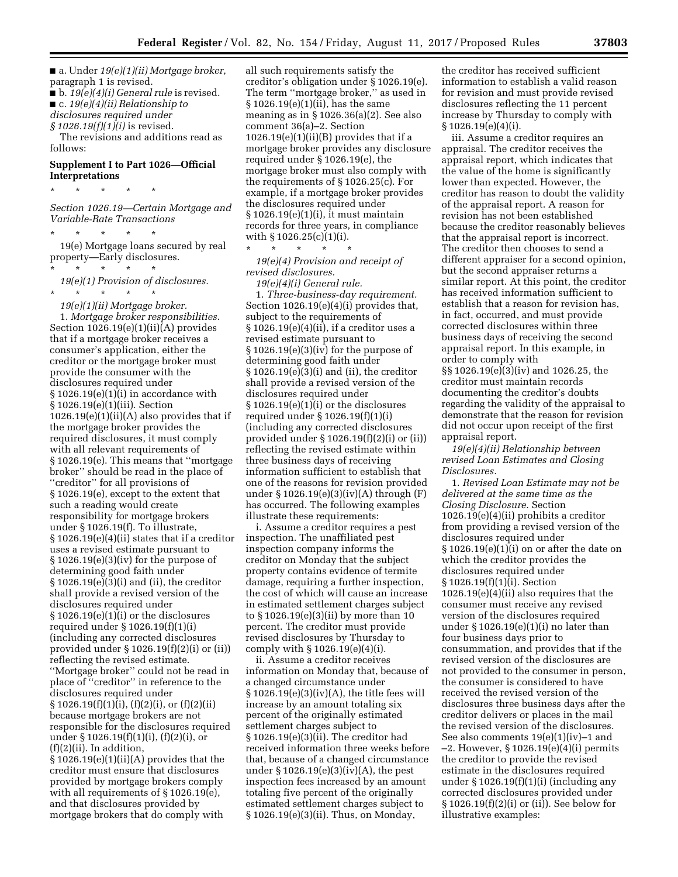■ a. Under *19(e)(1)(ii) Mortgage broker,* paragraph 1 is revised.

■ b. *19(e)(4)(i) General rule* is revised.

■ c. *19(e)(4)(ii) Relationship to disclosures required under § 1026.19(f)(1)(i)* is revised.

The revisions and additions read as follows:

**Supplement I to Part 1026—Official Interpretations**

\* \* \* \* \*

*Section 1026.19—Certain Mortgage and Variable-Rate Transactions*

\* \* \* \* \*

19(e) Mortgage loans secured by real property—Early disclosures.

\* \* \* \* \*

*19(e)(1) Provision of disclosures.*

\* \* \* \* \*

*19(e)(1)(ii) Mortgage broker.*

1. *Mortgage broker responsibilities.* Section 1026.19(e)(1)(ii)(A) provides that if a mortgage broker receives a consumer's application, either the creditor or the mortgage broker must provide the consumer with the disclosures required under § 1026.19(e)(1)(i) in accordance with § 1026.19(e)(1)(iii). Section 1026.19(e)(1)(ii)(A) also provides that if the mortgage broker provides the required disclosures, it must comply with all relevant requirements of § 1026.19(e). This means that "mortgage broker" should be read in the place of "creditor" for all provisions of § 1026.19(e), except to the extent that such a reading would create responsibility for mortgage brokers under § 1026.19(f). To illustrate, § 1026.19(e)(4)(ii) states that if a creditor uses a revised estimate pursuant to § 1026.19(e)(3)(iv) for the purpose of determining good faith under § 1026.19(e)(3)(i) and (ii), the creditor shall provide a revised version of the disclosures required under § 1026.19(e)(1)(i) or the disclosures required under § 1026.19(f)(1)(i) (including any corrected disclosures provided under § 1026.19(f)(2)(i) or (ii)) reflecting the revised estimate. "Mortgage broker" could not be read in place of "creditor" in reference to the disclosures required under § 1026.19(f)(1)(i), (f)(2)(i), or (f)(2)(ii) because mortgage brokers are not responsible for the disclosures required under § 1026.19(f)(1)(i), (f)(2)(i), or (f)(2)(ii). In addition, § 1026.19(e)(1)(ii)(A) provides that the creditor must ensure that disclosures provided by mortgage brokers comply with all requirements of § 1026.19(e), and that disclosures provided by mortgage brokers that do comply with all such requirements satisfy the creditor's obligation under § 1026.19(e). The term "mortgage broker," as used in § 1026.19(e)(1)(ii), has the same meaning as in § 1026.36(a)(2). See also comment 36(a)–2. Section 1026.19(e)(1)(ii)(B) provides that if a mortgage broker provides any disclosure required under § 1026.19(e), the mortgage broker must also comply with the requirements of § 1026.25(c). For example, if a mortgage broker provides the disclosures required under § 1026.19(e)(1)(i), it must maintain records for three years, in compliance with § 1026.25(c)(1)(i).

\* \* \* \* \*

*19(e)(4) Provision and receipt of revised disclosures.*

*19(e)(4)(i) General rule.*

1. *Three-business-day requirement.* Section 1026.19(e)(4)(i) provides that, subject to the requirements of § 1026.19(e)(4)(ii), if a creditor uses a revised estimate pursuant to § 1026.19(e)(3)(iv) for the purpose of determining good faith under § 1026.19(e)(3)(i) and (ii), the creditor shall provide a revised version of the disclosures required under § 1026.19(e)(1)(i) or the disclosures required under § 1026.19(f)(1)(i) (including any corrected disclosures provided under § 1026.19(f)(2)(i) or (ii)) reflecting the revised estimate within three business days of receiving information sufficient to establish that one of the reasons for revision provided under § 1026.19(e)(3)(iv)(A) through (F) has occurred. The following examples illustrate these requirements:

i. Assume a creditor requires a pest inspection. The unaffiliated pest inspection company informs the creditor on Monday that the subject property contains evidence of termite damage, requiring a further inspection, the cost of which will cause an increase in estimated settlement charges subject to § 1026.19(e)(3)(ii) by more than 10 percent. The creditor must provide revised disclosures by Thursday to comply with § 1026.19(e)(4)(i).

ii. Assume a creditor receives information on Monday that, because of a changed circumstance under § 1026.19(e)(3)(iv)(A), the title fees will increase by an amount totaling six percent of the originally estimated settlement charges subject to § 1026.19(e)(3)(ii). The creditor had received information three weeks before that, because of a changed circumstance under § 1026.19(e)(3)(iv)(A), the pest inspection fees increased by an amount totaling five percent of the originally estimated settlement charges subject to § 1026.19(e)(3)(ii). Thus, on Monday, the creditor has received sufficient information to establish a valid reason for revision and must provide revised disclosures reflecting the 11 percent increase by Thursday to comply with § 1026.19(e)(4)(i).

iii. Assume a creditor requires an appraisal. The creditor receives the appraisal report, which indicates that the value of the home is significantly lower than expected. However, the creditor has reason to doubt the validity of the appraisal report. A reason for revision has not been established because the creditor reasonably believes that the appraisal report is incorrect. The creditor then chooses to send a different appraiser for a second opinion, but the second appraiser returns a similar report. At this point, the creditor has received information sufficient to establish that a reason for revision has, in fact, occurred, and must provide corrected disclosures within three business days of receiving the second appraisal report. In this example, in order to comply with §§ 1026.19(e)(3)(iv) and 1026.25, the creditor must maintain records documenting the creditor's doubts regarding the validity of the appraisal to demonstrate that the reason for revision did not occur upon receipt of the first appraisal report.

*19(e)(4)(ii) Relationship between revised Loan Estimates and Closing Disclosures.*

1. *Revised Loan Estimate may not be delivered at the same time as the Closing Disclosure.* Section 1026.19(e)(4)(ii) prohibits a creditor from providing a revised version of the disclosures required under § 1026.19(e)(1)(i) on or after the date on which the creditor provides the disclosures required under § 1026.19(f)(1)(i). Section 1026.19(e)(4)(ii) also requires that the consumer must receive any revised version of the disclosures required under § 1026.19(e)(1)(i) no later than four business days prior to consummation, and provides that if the revised version of the disclosures are not provided to the consumer in person, the consumer is considered to have received the revised version of the disclosures three business days after the creditor delivers or places in the mail the revised version of the disclosures. See also comments 19(e)(1)(iv)–1 and –2. However, § 1026.19(e)(4)(i) permits the creditor to provide the revised estimate in the disclosures required under § 1026.19(f)(1)(i) (including any corrected disclosures provided under § 1026.19(f)(2)(i) or (ii)). See below for illustrative examples: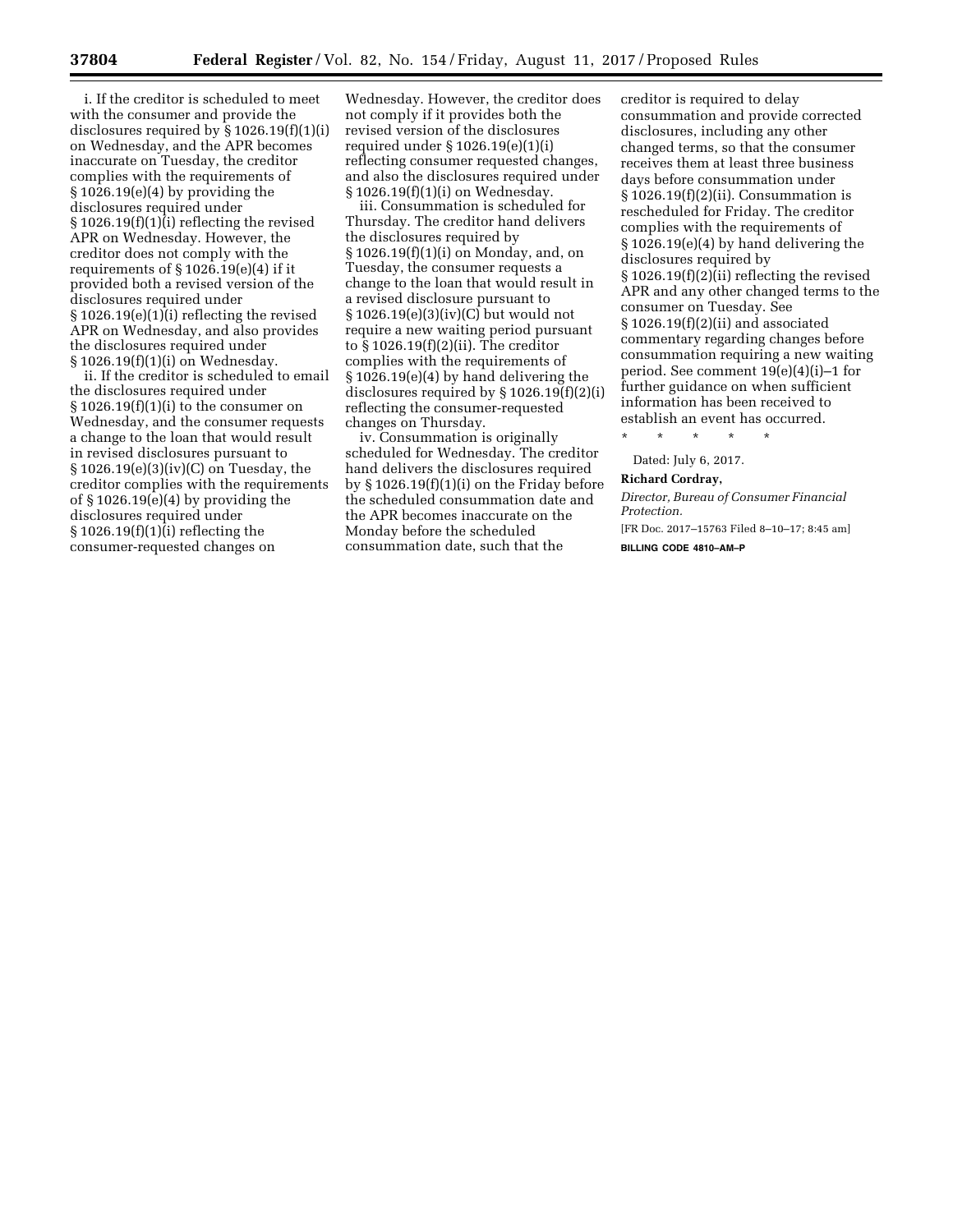i. If the creditor is scheduled to meet with the consumer and provide the disclosures required by § 1026.19(f)(1)(i) on Wednesday, and the APR becomes inaccurate on Tuesday, the creditor complies with the requirements of § 1026.19(e)(4) by providing the disclosures required under § 1026.19(f)(1)(i) reflecting the revised APR on Wednesday. However, the creditor does not comply with the requirements of § 1026.19(e)(4) if it provided both a revised version of the disclosures required under § 1026.19(e)(1)(i) reflecting the revised APR on Wednesday, and also provides the disclosures required under § 1026.19(f)(1)(i) on Wednesday.

ii. If the creditor is scheduled to email the disclosures required under § 1026.19(f)(1)(i) to the consumer on Wednesday, and the consumer requests a change to the loan that would result in revised disclosures pursuant to § 1026.19(e)(3)(iv)(C) on Tuesday, the creditor complies with the requirements of § 1026.19(e)(4) by providing the disclosures required under § 1026.19(f)(1)(i) reflecting the consumer-requested changes on Wednesday. However, the creditor does not comply if it provides both the revised version of the disclosures required under § 1026.19(e)(1)(i) reflecting consumer requested changes, and also the disclosures required under § 1026.19(f)(1)(i) on Wednesday.

iii. Consummation is scheduled for Thursday. The creditor hand delivers the disclosures required by § 1026.19(f)(1)(i) on Monday, and, on Tuesday, the consumer requests a change to the loan that would result in a revised disclosure pursuant to § 1026.19(e)(3)(iv)(C) but would not require a new waiting period pursuant to § 1026.19(f)(2)(ii). The creditor complies with the requirements of § 1026.19(e)(4) by hand delivering the disclosures required by § 1026.19(f)(2)(i) reflecting the consumer-requested changes on Thursday.

iv. Consummation is originally scheduled for Wednesday. The creditor hand delivers the disclosures required by § 1026.19(f)(1)(i) on the Friday before the scheduled consummation date and the APR becomes inaccurate on the Monday before the scheduled consummation date, such that the creditor is required to delay consummation and provide corrected disclosures, including any other changed terms, so that the consumer receives them at least three business days before consummation under § 1026.19(f)(2)(ii). Consummation is rescheduled for Friday. The creditor complies with the requirements of § 1026.19(e)(4) by hand delivering the disclosures required by § 1026.19(f)(2)(ii) reflecting the revised APR and any other changed terms to the consumer on Tuesday. See § 1026.19(f)(2)(ii) and associated commentary regarding changes before consummation requiring a new waiting period. See comment 19(e)(4)(i)–1 for further guidance on when sufficient information has been received to establish an event has occurred.

\* \* \* \* \*

Dated: July 6, 2017.

**Richard Cordray,**

*Director, Bureau of Consumer Financial Protection.*

[FR Doc. 2017–15763 Filed 8–10–17; 8:45 am]

**BILLING CODE 4810–AM–P**